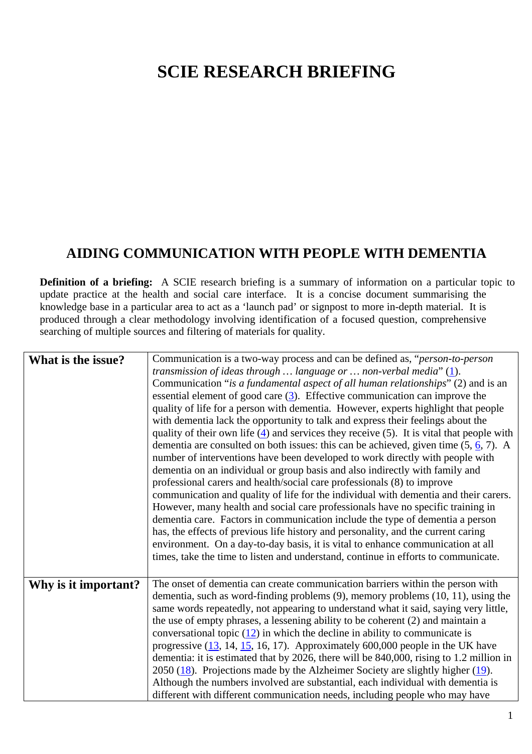# SCIE RESEARCH BRIEFING

## AIDING COMMUNICATION WITH PEOPLE WITH DEMENTIA

**Definition of a briefing:** A SCIE research briefing is a summary of information on a particular topic to update practice at the health and social care interface. It is a concise document summarising the knowledge base in a particular area to act as a 'launch pad' or signpost to more in-depth material. It is produced through a clear methodology involving identification of a focused question, comprehensive searching of multiple sources and filtering of materials for quality.

| | |
|---|---|
| **What is the issue?** | Communication is a two-way process and can be defined as, "*person-to-person transmission of ideas through … language or … non-verbal media*" (1). Communication "*is a fundamental aspect of all human relationships*" (2) and is an essential element of good care (3). Effective communication can improve the quality of life for a person with dementia. However, experts highlight that people with dementia lack the opportunity to talk and express their feelings about the quality of their own life (4) and services they receive (5). It is vital that people with dementia are consulted on both issues: this can be achieved, given time (5, 6, 7). A number of interventions have been developed to work directly with people with dementia on an individual or group basis and also indirectly with family and professional carers and health/social care professionals (8) to improve communication and quality of life for the individual with dementia and their carers. However, many health and social care professionals have no specific training in dementia care. Factors in communication include the type of dementia a person has, the effects of previous life history and personality, and the current caring environment. On a day-to-day basis, it is vital to enhance communication at all times, take the time to listen and understand, continue in efforts to communicate. |
| **Why is it important?** | The onset of dementia can create communication barriers within the person with dementia, such as word-finding problems (9), memory problems (10, 11), using the same words repeatedly, not appearing to understand what it said, saying very little, the use of empty phrases, a lessening ability to be coherent (2) and maintain a conversational topic (12) in which the decline in ability to communicate is progressive (13, 14, 15, 16, 17). Approximately 600,000 people in the UK have dementia: it is estimated that by 2026, there will be 840,000, rising to 1.2 million in 2050 (18). Projections made by the Alzheimer Society are slightly higher (19). Although the numbers involved are substantial, each individual with dementia is different with different communication needs, including people who may have |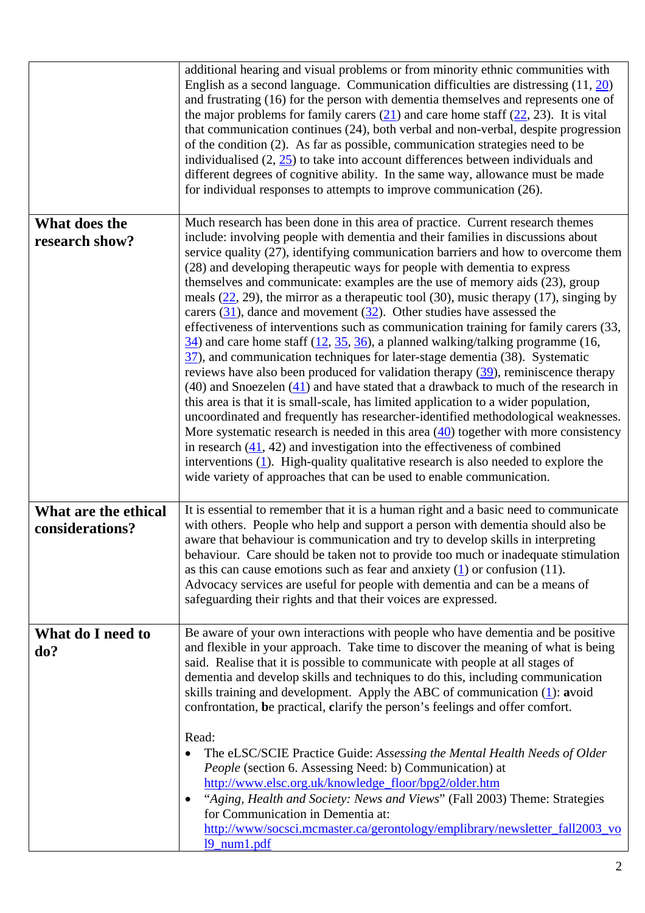| | |
|---|---|
| | additional hearing and visual problems or from minority ethnic communities with English as a second language. Communication difficulties are distressing (11, 20) and frustrating (16) for the person with dementia themselves and represents one of the major problems for family carers (21) and care home staff (22, 23). It is vital that communication continues (24), both verbal and non-verbal, despite progression of the condition (2). As far as possible, communication strategies need to be individualised (2, 25) to take into account differences between individuals and different degrees of cognitive ability. In the same way, allowance must be made for individual responses to attempts to improve communication (26). |
| **What does the research show?** | Much research has been done in this area of practice. Current research themes include: involving people with dementia and their families in discussions about service quality (27), identifying communication barriers and how to overcome them (28) and developing therapeutic ways for people with dementia to express themselves and communicate: examples are the use of memory aids (23), group meals (22, 29), the mirror as a therapeutic tool (30), music therapy (17), singing by carers (31), dance and movement (32). Other studies have assessed the effectiveness of interventions such as communication training for family carers (33, 34) and care home staff (12, 35, 36), a planned walking/talking programme (16, 37), and communication techniques for later-stage dementia (38). Systematic reviews have also been produced for validation therapy (39), reminiscence therapy (40) and Snoezelen (41) and have stated that a drawback to much of the research in this area is that it is small-scale, has limited application to a wider population, uncoordinated and frequently has researcher-identified methodological weaknesses. More systematic research is needed in this area (40) together with more consistency in research (41, 42) and investigation into the effectiveness of combined interventions (1). High-quality qualitative research is also needed to explore the wide variety of approaches that can be used to enable communication. |
| **What are the ethical considerations?** | It is essential to remember that it is a human right and a basic need to communicate with others. People who help and support a person with dementia should also be aware that behaviour is communication and try to develop skills in interpreting behaviour. Care should be taken not to provide too much or inadequate stimulation as this can cause emotions such as fear and anxiety (1) or confusion (11). Advocacy services are useful for people with dementia and can be a means of safeguarding their rights and that their voices are expressed. |
| **What do I need to do?** | Be aware of your own interactions with people who have dementia and be positive and flexible in your approach. Take time to discover the meaning of what is being said. Realise that it is possible to communicate with people at all stages of dementia and develop skills and techniques to do this, including communication skills training and development. Apply the ABC of communication (1): **a**void confrontation, **b**e practical, **c**larify the person's feelings and offer comfort.<br><br>Read:<br>• The eLSC/SCIE Practice Guide: *Assessing the Mental Health Needs of Older People* (section 6. Assessing Need: b) Communication) at http://www.elsc.org.uk/knowledge_floor/bpg2/older.htm<br>• "*Aging, Health and Society: News and Views*" (Fall 2003) Theme: Strategies for Communication in Dementia at: http://www/socsci.mcmaster.ca/gerontology/emplibrary/newsletter_fall2003_vol9_num1.pdf |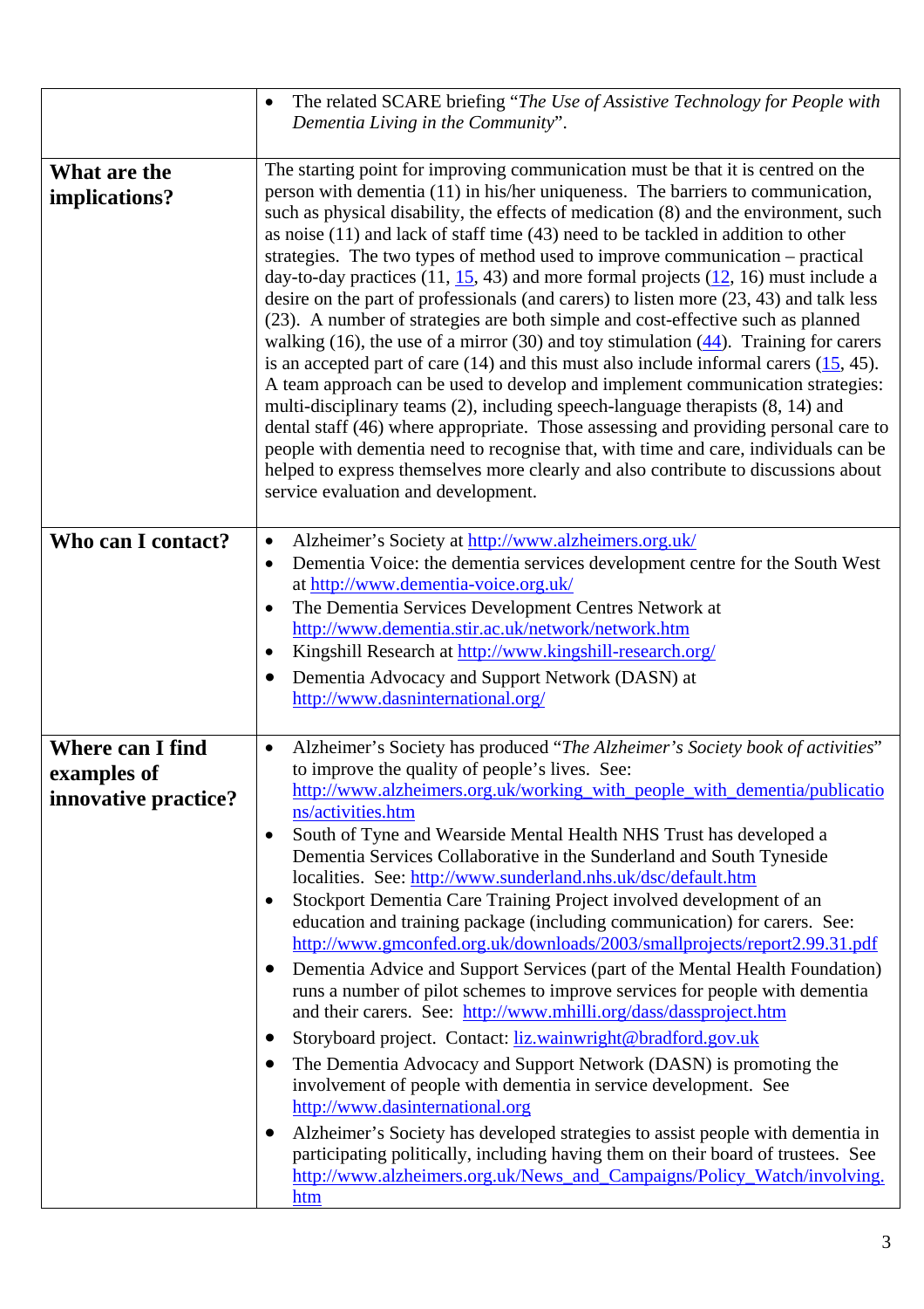| | |
|---|---|
| | • The related SCARE briefing "*The Use of Assistive Technology for People with Dementia Living in the Community*". |
| **What are the implications?** | The starting point for improving communication must be that it is centred on the person with dementia (11) in his/her uniqueness. The barriers to communication, such as physical disability, the effects of medication (8) and the environment, such as noise (11) and lack of staff time (43) need to be tackled in addition to other strategies. The two types of method used to improve communication – practical day-to-day practices (11, 15, 43) and more formal projects (12, 16) must include a desire on the part of professionals (and carers) to listen more (23, 43) and talk less (23). A number of strategies are both simple and cost-effective such as planned walking (16), the use of a mirror (30) and toy stimulation (44). Training for carers is an accepted part of care (14) and this must also include informal carers (15, 45). A team approach can be used to develop and implement communication strategies: multi-disciplinary teams (2), including speech-language therapists (8, 14) and dental staff (46) where appropriate. Those assessing and providing personal care to people with dementia need to recognise that, with time and care, individuals can be helped to express themselves more clearly and also contribute to discussions about service evaluation and development. |
| **Who can I contact?** | • Alzheimer's Society at http://www.alzheimers.org.uk/<br>• Dementia Voice: the dementia services development centre for the South West at http://www.dementia-voice.org.uk/<br>• The Dementia Services Development Centres Network at http://www.dementia.stir.ac.uk/network/network.htm<br>• Kingshill Research at http://www.kingshill-research.org/<br>• Dementia Advocacy and Support Network (DASN) at http://www.dasninternational.org/ |
| **Where can I find examples of innovative practice?** | • Alzheimer's Society has produced "*The Alzheimer's Society book of activities*" to improve the quality of people's lives. See: http://www.alzheimers.org.uk/working_with_people_with_dementia/publications/activities.htm<br>• South of Tyne and Wearside Mental Health NHS Trust has developed a Dementia Services Collaborative in the Sunderland and South Tyneside localities. See: http://www.sunderland.nhs.uk/dsc/default.htm<br>• Stockport Dementia Care Training Project involved development of an education and training package (including communication) for carers. See: http://www.gmconfed.org.uk/downloads/2003/smallprojects/report2.99.31.pdf<br>• Dementia Advice and Support Services (part of the Mental Health Foundation) runs a number of pilot schemes to improve services for people with dementia and their carers. See: http://www.mhilli.org/dass/dassproject.htm<br>• Storyboard project. Contact: liz.wainwright@bradford.gov.uk<br>• The Dementia Advocacy and Support Network (DASN) is promoting the involvement of people with dementia in service development. See http://www.dasninternational.org<br>• Alzheimer's Society has developed strategies to assist people with dementia in participating politically, including having them on their board of trustees. See http://www.alzheimers.org.uk/News_and_Campaigns/Policy_Watch/involving.htm |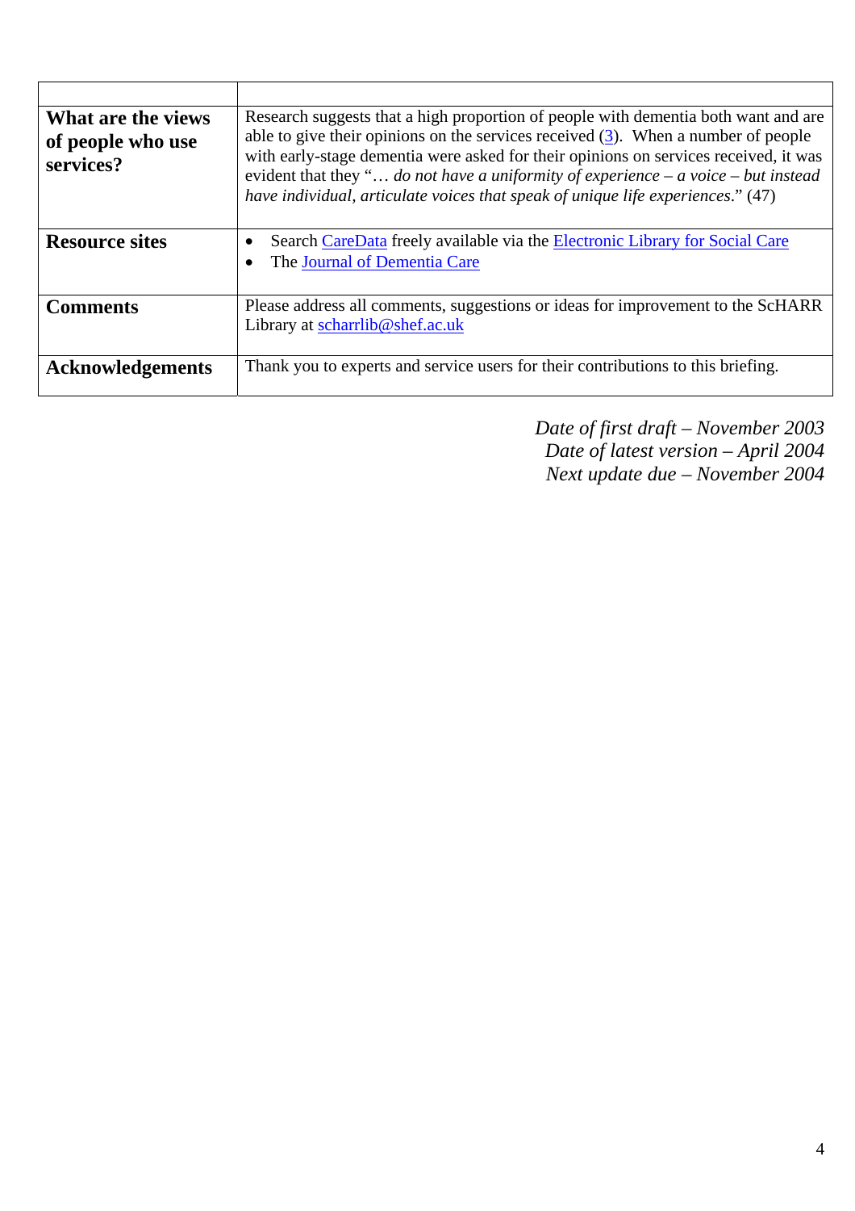| | |
|---|---|
| **What are the views of people who use services?** | Research suggests that a high proportion of people with dementia both want and are able to give their opinions on the services received (3). When a number of people with early-stage dementia were asked for their opinions on services received, it was evident that they "… *do not have a uniformity of experience – a voice – but instead have individual, articulate voices that speak of unique life experiences*." (47) |
| **Resource sites** | • Search CareData freely available via the Electronic Library for Social Care<br>• The Journal of Dementia Care |
| **Comments** | Please address all comments, suggestions or ideas for improvement to the ScHARR Library at scharrlib@shef.ac.uk |
| **Acknowledgements** | Thank you to experts and service users for their contributions to this briefing. |

*Date of first draft – November 2003*
*Date of latest version – April 2004*
*Next update due – November 2004*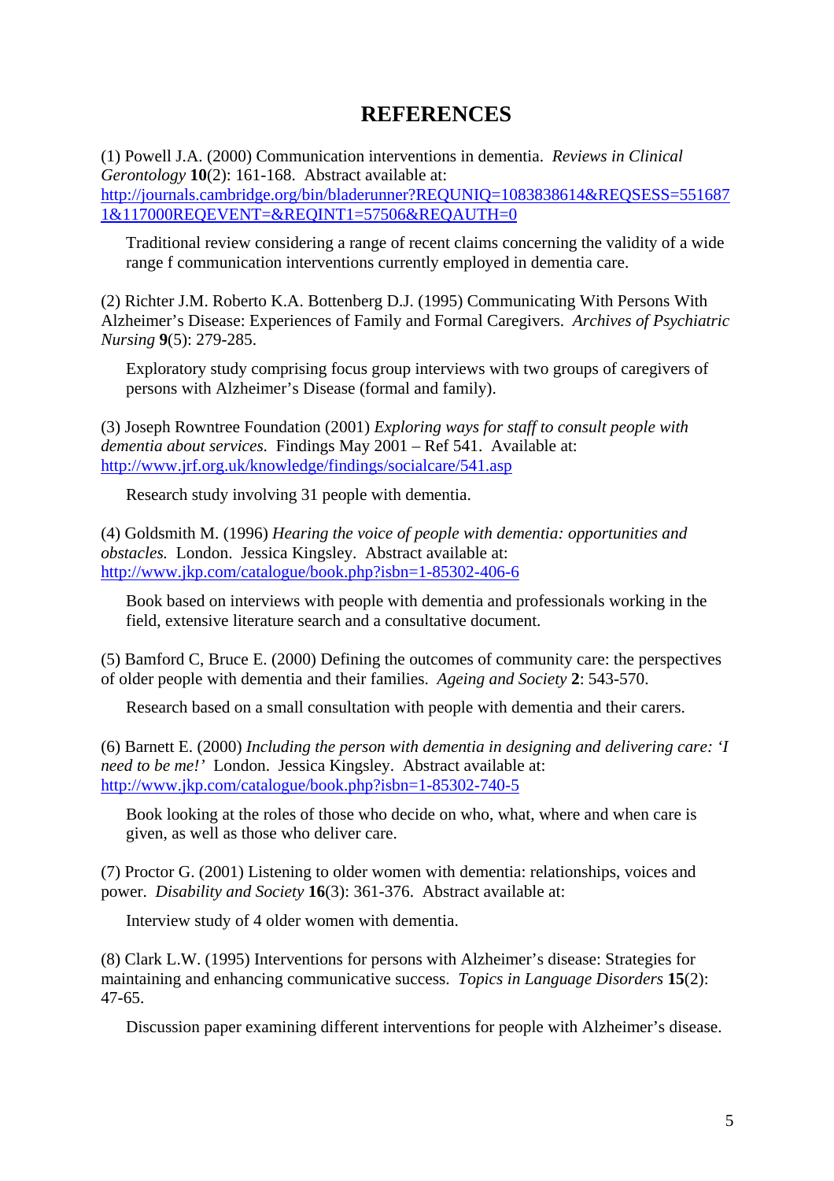# REFERENCES

(1) Powell J.A. (2000) Communication interventions in dementia. *Reviews in Clinical Gerontology* **10**(2): 161-168. Abstract available at: http://journals.cambridge.org/bin/bladerunner?REQUNIQ=1083838614&REQSESS=5516871&117000REQEVENT=&REQINT1=57506&REQAUTH=0

> Traditional review considering a range of recent claims concerning the validity of a wide range f communication interventions currently employed in dementia care.

(2) Richter J.M. Roberto K.A. Bottenberg D.J. (1995) Communicating With Persons With Alzheimer's Disease: Experiences of Family and Formal Caregivers. *Archives of Psychiatric Nursing* **9**(5): 279-285.

> Exploratory study comprising focus group interviews with two groups of caregivers of persons with Alzheimer's Disease (formal and family).

(3) Joseph Rowntree Foundation (2001) *Exploring ways for staff to consult people with dementia about services.* Findings May 2001 – Ref 541. Available at: http://www.jrf.org.uk/knowledge/findings/socialcare/541.asp

> Research study involving 31 people with dementia.

(4) Goldsmith M. (1996) *Hearing the voice of people with dementia: opportunities and obstacles.* London. Jessica Kingsley. Abstract available at: http://www.jkp.com/catalogue/book.php?isbn=1-85302-406-6

> Book based on interviews with people with dementia and professionals working in the field, extensive literature search and a consultative document.

(5) Bamford C, Bruce E. (2000) Defining the outcomes of community care: the perspectives of older people with dementia and their families. *Ageing and Society* **2**: 543-570.

> Research based on a small consultation with people with dementia and their carers.

(6) Barnett E. (2000) *Including the person with dementia in designing and delivering care: 'I need to be me!'* London. Jessica Kingsley. Abstract available at: http://www.jkp.com/catalogue/book.php?isbn=1-85302-740-5

> Book looking at the roles of those who decide on who, what, where and when care is given, as well as those who deliver care.

(7) Proctor G. (2001) Listening to older women with dementia: relationships, voices and power. *Disability and Society* **16**(3): 361-376. Abstract available at:

> Interview study of 4 older women with dementia.

(8) Clark L.W. (1995) Interventions for persons with Alzheimer's disease: Strategies for maintaining and enhancing communicative success. *Topics in Language Disorders* **15**(2): 47-65.

> Discussion paper examining different interventions for people with Alzheimer's disease.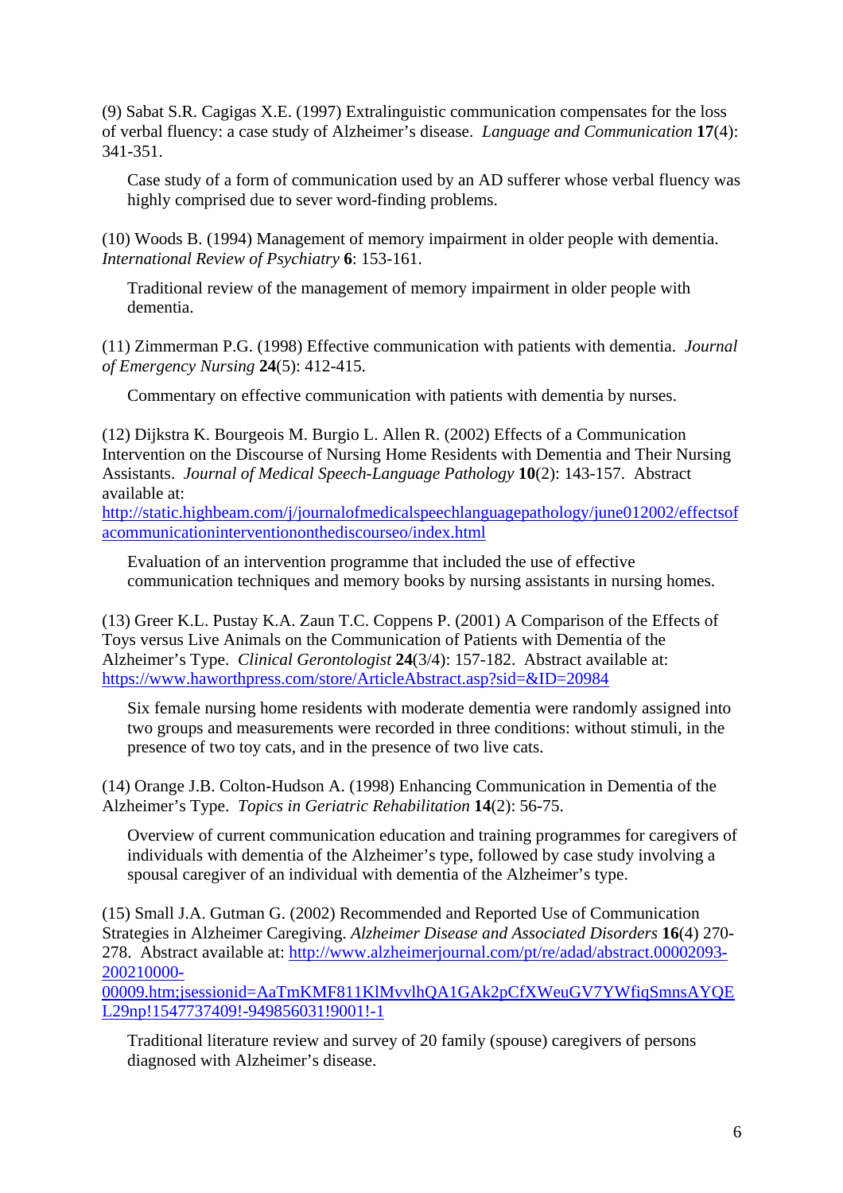(9) Sabat S.R. Cagigas X.E. (1997) Extralinguistic communication compensates for the loss of verbal fluency: a case study of Alzheimer's disease. *Language and Communication* **17**(4): 341-351.

> Case study of a form of communication used by an AD sufferer whose verbal fluency was highly comprised due to sever word-finding problems.

(10) Woods B. (1994) Management of memory impairment in older people with dementia. *International Review of Psychiatry* **6**: 153-161.

> Traditional review of the management of memory impairment in older people with dementia.

(11) Zimmerman P.G. (1998) Effective communication with patients with dementia. *Journal of Emergency Nursing* **24**(5): 412-415.

> Commentary on effective communication with patients with dementia by nurses.

(12) Dijkstra K. Bourgeois M. Burgio L. Allen R. (2002) Effects of a Communication Intervention on the Discourse of Nursing Home Residents with Dementia and Their Nursing Assistants. *Journal of Medical Speech-Language Pathology* **10**(2): 143-157. Abstract available at: http://static.highbeam.com/j/journalofmedicalspeechlanguagepathology/june012002/effectsofacommunicationinterventiononthediscourseo/index.html

> Evaluation of an intervention programme that included the use of effective communication techniques and memory books by nursing assistants in nursing homes.

(13) Greer K.L. Pustay K.A. Zaun T.C. Coppens P. (2001) A Comparison of the Effects of Toys versus Live Animals on the Communication of Patients with Dementia of the Alzheimer's Type. *Clinical Gerontologist* **24**(3/4): 157-182. Abstract available at: https://www.haworthpress.com/store/ArticleAbstract.asp?sid=&ID=20984

> Six female nursing home residents with moderate dementia were randomly assigned into two groups and measurements were recorded in three conditions: without stimuli, in the presence of two toy cats, and in the presence of two live cats.

(14) Orange J.B. Colton-Hudson A. (1998) Enhancing Communication in Dementia of the Alzheimer's Type. *Topics in Geriatric Rehabilitation* **14**(2): 56-75.

> Overview of current communication education and training programmes for caregivers of individuals with dementia of the Alzheimer's type, followed by case study involving a spousal caregiver of an individual with dementia of the Alzheimer's type.

(15) Small J.A. Gutman G. (2002) Recommended and Reported Use of Communication Strategies in Alzheimer Caregiving. *Alzheimer Disease and Associated Disorders* **16**(4) 270-278. Abstract available at: http://www.alzheimerjournal.com/pt/re/adad/abstract.00002093-200210000-00009.htm;jsessionid=AaTmKMF811KlMvvlhQA1GAk2pCfXWeuGV7YWfiqSmnsAYQEL29np!1547737409!-949856031!9001!-1

> Traditional literature review and survey of 20 family (spouse) caregivers of persons diagnosed with Alzheimer's disease.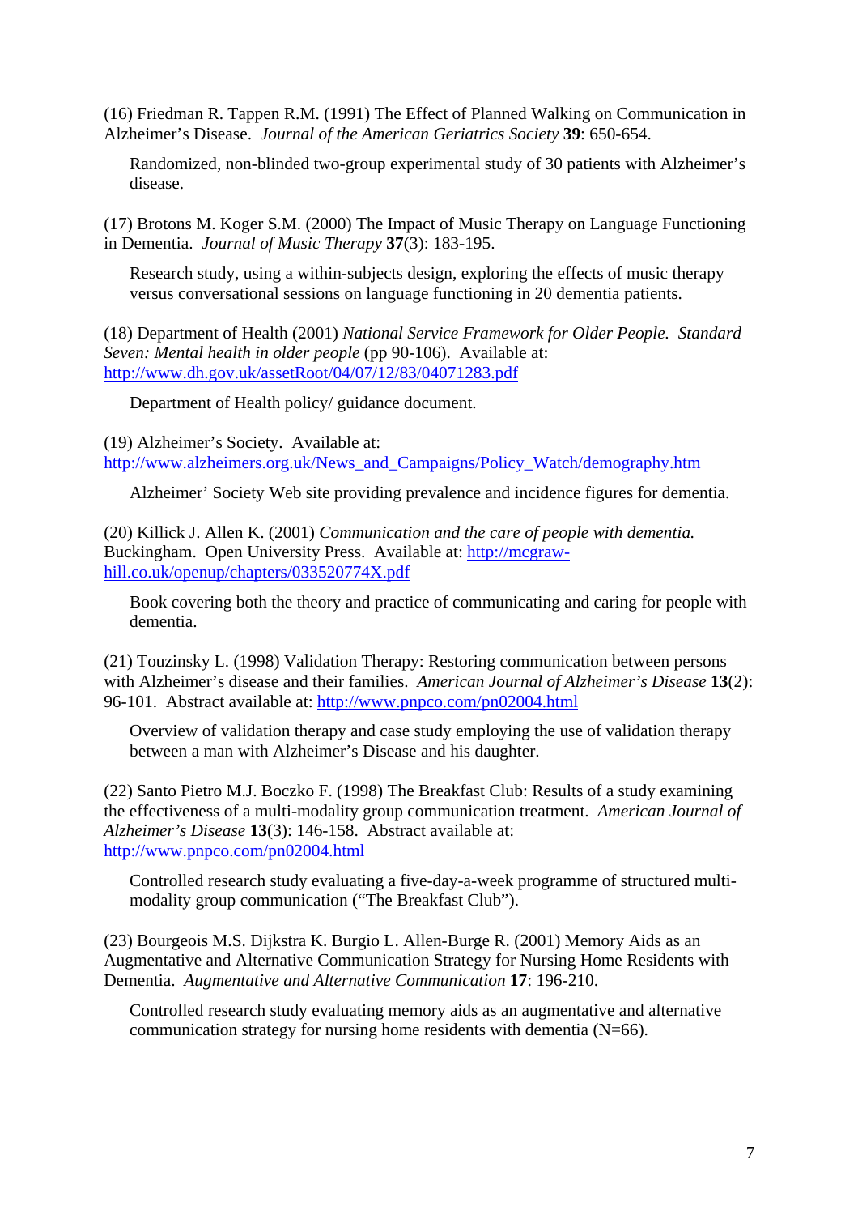(16) Friedman R. Tappen R.M. (1991) The Effect of Planned Walking on Communication in Alzheimer's Disease. *Journal of the American Geriatrics Society* **39**: 650-654.

> Randomized, non-blinded two-group experimental study of 30 patients with Alzheimer's disease.

(17) Brotons M. Koger S.M. (2000) The Impact of Music Therapy on Language Functioning in Dementia. *Journal of Music Therapy* **37**(3): 183-195.

> Research study, using a within-subjects design, exploring the effects of music therapy versus conversational sessions on language functioning in 20 dementia patients.

(18) Department of Health (2001) *National Service Framework for Older People. Standard Seven: Mental health in older people* (pp 90-106). Available at: [http://www.dh.gov.uk/assetRoot/04/07/12/83/04071283.pdf](http://www.dh.gov.uk/assetRoot/04/07/12/83/04071283.pdf)

> Department of Health policy/ guidance document.

(19) Alzheimer's Society. Available at: [http://www.alzheimers.org.uk/News_and_Campaigns/Policy_Watch/demography.htm](http://www.alzheimers.org.uk/News_and_Campaigns/Policy_Watch/demography.htm)

> Alzheimer' Society Web site providing prevalence and incidence figures for dementia.

(20) Killick J. Allen K. (2001) *Communication and the care of people with dementia.* Buckingham. Open University Press. Available at: [http://mcgraw-hill.co.uk/openup/chapters/033520774X.pdf](http://mcgraw-hill.co.uk/openup/chapters/033520774X.pdf)

> Book covering both the theory and practice of communicating and caring for people with dementia.

(21) Touzinsky L. (1998) Validation Therapy: Restoring communication between persons with Alzheimer's disease and their families. *American Journal of Alzheimer's Disease* **13**(2): 96-101. Abstract available at: [http://www.pnpco.com/pn02004.html](http://www.pnpco.com/pn02004.html)

> Overview of validation therapy and case study employing the use of validation therapy between a man with Alzheimer's Disease and his daughter.

(22) Santo Pietro M.J. Boczko F. (1998) The Breakfast Club: Results of a study examining the effectiveness of a multi-modality group communication treatment. *American Journal of Alzheimer's Disease* **13**(3): 146-158. Abstract available at: [http://www.pnpco.com/pn02004.html](http://www.pnpco.com/pn02004.html)

> Controlled research study evaluating a five-day-a-week programme of structured multi-modality group communication ("The Breakfast Club").

(23) Bourgeois M.S. Dijkstra K. Burgio L. Allen-Burge R. (2001) Memory Aids as an Augmentative and Alternative Communication Strategy for Nursing Home Residents with Dementia. *Augmentative and Alternative Communication* **17**: 196-210.

> Controlled research study evaluating memory aids as an augmentative and alternative communication strategy for nursing home residents with dementia (N=66).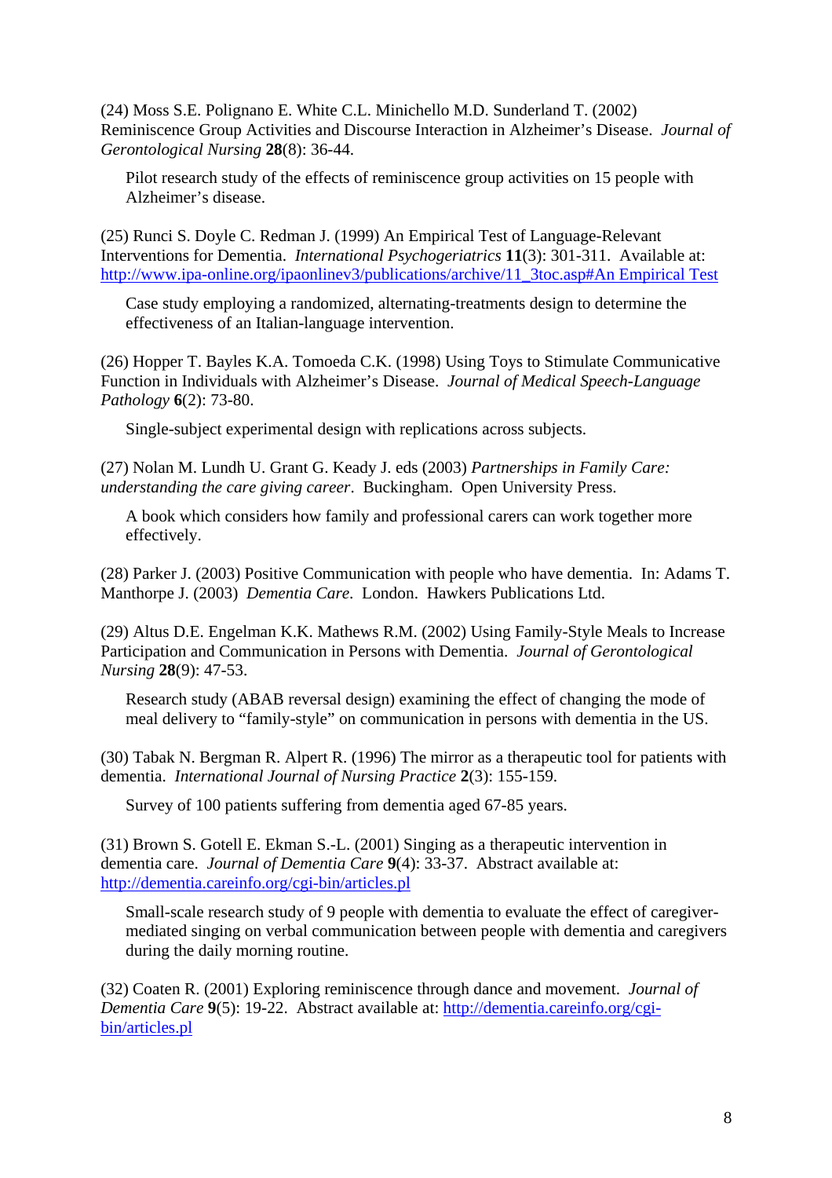(24) Moss S.E. Polignano E. White C.L. Minichello M.D. Sunderland T. (2002) Reminiscence Group Activities and Discourse Interaction in Alzheimer's Disease. *Journal of Gerontological Nursing* **28**(8): 36-44.

Pilot research study of the effects of reminiscence group activities on 15 people with Alzheimer's disease.

(25) Runci S. Doyle C. Redman J. (1999) An Empirical Test of Language-Relevant Interventions for Dementia. *International Psychogeriatrics* **11**(3): 301-311. Available at: http://www.ipa-online.org/ipaonlinev3/publications/archive/11_3toc.asp#An Empirical Test

Case study employing a randomized, alternating-treatments design to determine the effectiveness of an Italian-language intervention.

(26) Hopper T. Bayles K.A. Tomoeda C.K. (1998) Using Toys to Stimulate Communicative Function in Individuals with Alzheimer's Disease. *Journal of Medical Speech-Language Pathology* **6**(2): 73-80.

Single-subject experimental design with replications across subjects.

(27) Nolan M. Lundh U. Grant G. Keady J. eds (2003) *Partnerships in Family Care: understanding the care giving career*. Buckingham. Open University Press.

A book which considers how family and professional carers can work together more effectively.

(28) Parker J. (2003) Positive Communication with people who have dementia. In: Adams T. Manthorpe J. (2003) *Dementia Care*. London. Hawkers Publications Ltd.

(29) Altus D.E. Engelman K.K. Mathews R.M. (2002) Using Family-Style Meals to Increase Participation and Communication in Persons with Dementia. *Journal of Gerontological Nursing* **28**(9): 47-53.

Research study (ABAB reversal design) examining the effect of changing the mode of meal delivery to "family-style" on communication in persons with dementia in the US.

(30) Tabak N. Bergman R. Alpert R. (1996) The mirror as a therapeutic tool for patients with dementia. *International Journal of Nursing Practice* **2**(3): 155-159.

Survey of 100 patients suffering from dementia aged 67-85 years.

(31) Brown S. Gotell E. Ekman S.-L. (2001) Singing as a therapeutic intervention in dementia care. *Journal of Dementia Care* **9**(4): 33-37. Abstract available at: http://dementia.careinfo.org/cgi-bin/articles.pl

Small-scale research study of 9 people with dementia to evaluate the effect of caregiver-mediated singing on verbal communication between people with dementia and caregivers during the daily morning routine.

(32) Coaten R. (2001) Exploring reminiscence through dance and movement. *Journal of Dementia Care* **9**(5): 19-22. Abstract available at: http://dementia.careinfo.org/cgi-bin/articles.pl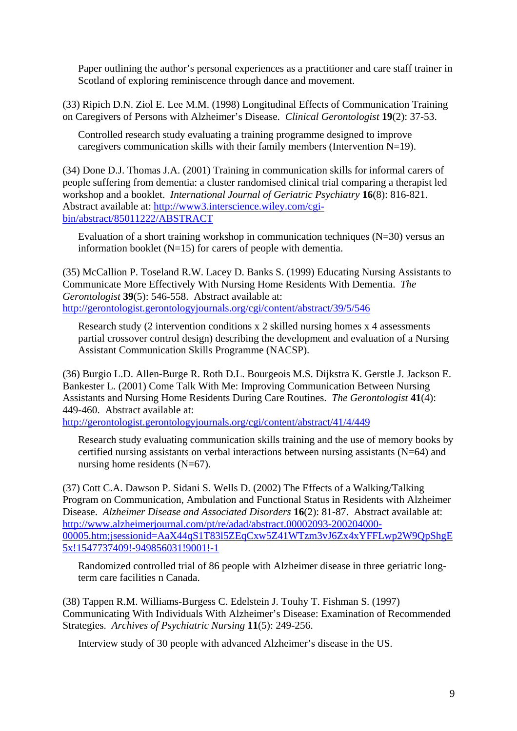Paper outlining the author's personal experiences as a practitioner and care staff trainer in Scotland of exploring reminiscence through dance and movement.

(33) Ripich D.N. Ziol E. Lee M.M. (1998) Longitudinal Effects of Communication Training on Caregivers of Persons with Alzheimer's Disease. *Clinical Gerontologist* **19**(2): 37-53.

Controlled research study evaluating a training programme designed to improve caregivers communication skills with their family members (Intervention N=19).

(34) Done D.J. Thomas J.A. (2001) Training in communication skills for informal carers of people suffering from dementia: a cluster randomised clinical trial comparing a therapist led workshop and a booklet. *International Journal of Geriatric Psychiatry* **16**(8): 816-821. Abstract available at: [http://www3.interscience.wiley.com/cgi-bin/abstract/85011222/ABSTRACT](http://www3.interscience.wiley.com/cgi-bin/abstract/85011222/ABSTRACT)

Evaluation of a short training workshop in communication techniques (N=30) versus an information booklet (N=15) for carers of people with dementia.

(35) McCallion P. Toseland R.W. Lacey D. Banks S. (1999) Educating Nursing Assistants to Communicate More Effectively With Nursing Home Residents With Dementia. *The Gerontologist* **39**(5): 546-558. Abstract available at: [http://gerontologist.gerontologyjournals.org/cgi/content/abstract/39/5/546](http://gerontologist.gerontologyjournals.org/cgi/content/abstract/39/5/546)

Research study (2 intervention conditions x 2 skilled nursing homes x 4 assessments partial crossover control design) describing the development and evaluation of a Nursing Assistant Communication Skills Programme (NACSP).

(36) Burgio L.D. Allen-Burge R. Roth D.L. Bourgeois M.S. Dijkstra K. Gerstle J. Jackson E. Bankester L. (2001) Come Talk With Me: Improving Communication Between Nursing Assistants and Nursing Home Residents During Care Routines. *The Gerontologist* **41**(4): 449-460. Abstract available at: [http://gerontologist.gerontologyjournals.org/cgi/content/abstract/41/4/449](http://gerontologist.gerontologyjournals.org/cgi/content/abstract/41/4/449)

Research study evaluating communication skills training and the use of memory books by certified nursing assistants on verbal interactions between nursing assistants (N=64) and nursing home residents (N=67).

(37) Cott C.A. Dawson P. Sidani S. Wells D. (2002) The Effects of a Walking/Talking Program on Communication, Ambulation and Functional Status in Residents with Alzheimer Disease. *Alzheimer Disease and Associated Disorders* **16**(2): 81-87. Abstract available at: [http://www.alzheimerjournal.com/pt/re/adad/abstract.00002093-200204000-00005.htm;jsessionid=AaX44qS1T83l5ZEqCxw5Z41WTzm3vJ6Zx4xYFFLwp2W9QpShgE5x!1547737409!-949856031!9001!-1](http://www.alzheimerjournal.com/pt/re/adad/abstract.00002093-200204000-00005.htm;jsessionid=AaX44qS1T83l5ZEqCxw5Z41WTzm3vJ6Zx4xYFFLwp2W9QpShgE5x!1547737409!-949856031!9001!-1)

Randomized controlled trial of 86 people with Alzheimer disease in three geriatric long-term care facilities n Canada.

(38) Tappen R.M. Williams-Burgess C. Edelstein J. Touhy T. Fishman S. (1997) Communicating With Individuals With Alzheimer's Disease: Examination of Recommended Strategies. *Archives of Psychiatric Nursing* **11**(5): 249-256.

Interview study of 30 people with advanced Alzheimer's disease in the US.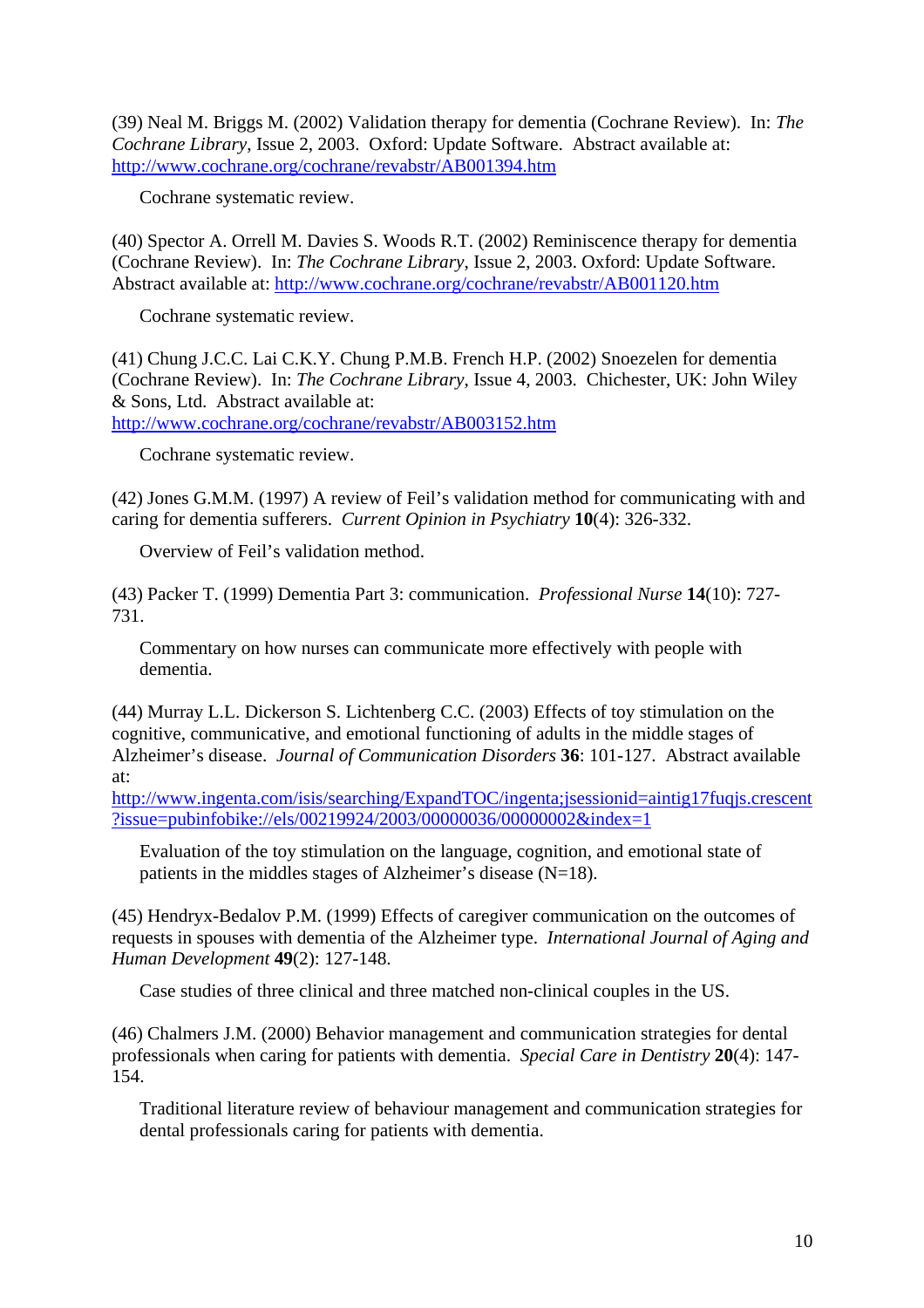(39) Neal M. Briggs M. (2002) Validation therapy for dementia (Cochrane Review). In: *The Cochrane Library*, Issue 2, 2003. Oxford: Update Software. Abstract available at: http://www.cochrane.org/cochrane/revabstr/AB001394.htm

Cochrane systematic review.

(40) Spector A. Orrell M. Davies S. Woods R.T. (2002) Reminiscence therapy for dementia (Cochrane Review). In: *The Cochrane Library*, Issue 2, 2003. Oxford: Update Software. Abstract available at: http://www.cochrane.org/cochrane/revabstr/AB001120.htm

Cochrane systematic review.

(41) Chung J.C.C. Lai C.K.Y. Chung P.M.B. French H.P. (2002) Snoezelen for dementia (Cochrane Review). In: *The Cochrane Library*, Issue 4, 2003. Chichester, UK: John Wiley & Sons, Ltd. Abstract available at: http://www.cochrane.org/cochrane/revabstr/AB003152.htm

Cochrane systematic review.

(42) Jones G.M.M. (1997) A review of Feil's validation method for communicating with and caring for dementia sufferers. *Current Opinion in Psychiatry* **10**(4): 326-332.

Overview of Feil's validation method.

(43) Packer T. (1999) Dementia Part 3: communication. *Professional Nurse* **14**(10): 727-731.

Commentary on how nurses can communicate more effectively with people with dementia.

(44) Murray L.L. Dickerson S. Lichtenberg C.C. (2003) Effects of toy stimulation on the cognitive, communicative, and emotional functioning of adults in the middle stages of Alzheimer's disease. *Journal of Communication Disorders* **36**: 101-127. Abstract available at: http://www.ingenta.com/isis/searching/ExpandTOC/ingenta;jsessionid=aintig17fuqjs.crescent?issue=pubinfobike://els/00219924/2003/00000036/00000002&index=1

Evaluation of the toy stimulation on the language, cognition, and emotional state of patients in the middles stages of Alzheimer's disease (N=18).

(45) Hendryx-Bedalov P.M. (1999) Effects of caregiver communication on the outcomes of requests in spouses with dementia of the Alzheimer type. *International Journal of Aging and Human Development* **49**(2): 127-148.

Case studies of three clinical and three matched non-clinical couples in the US.

(46) Chalmers J.M. (2000) Behavior management and communication strategies for dental professionals when caring for patients with dementia. *Special Care in Dentistry* **20**(4): 147-154.

Traditional literature review of behaviour management and communication strategies for dental professionals caring for patients with dementia.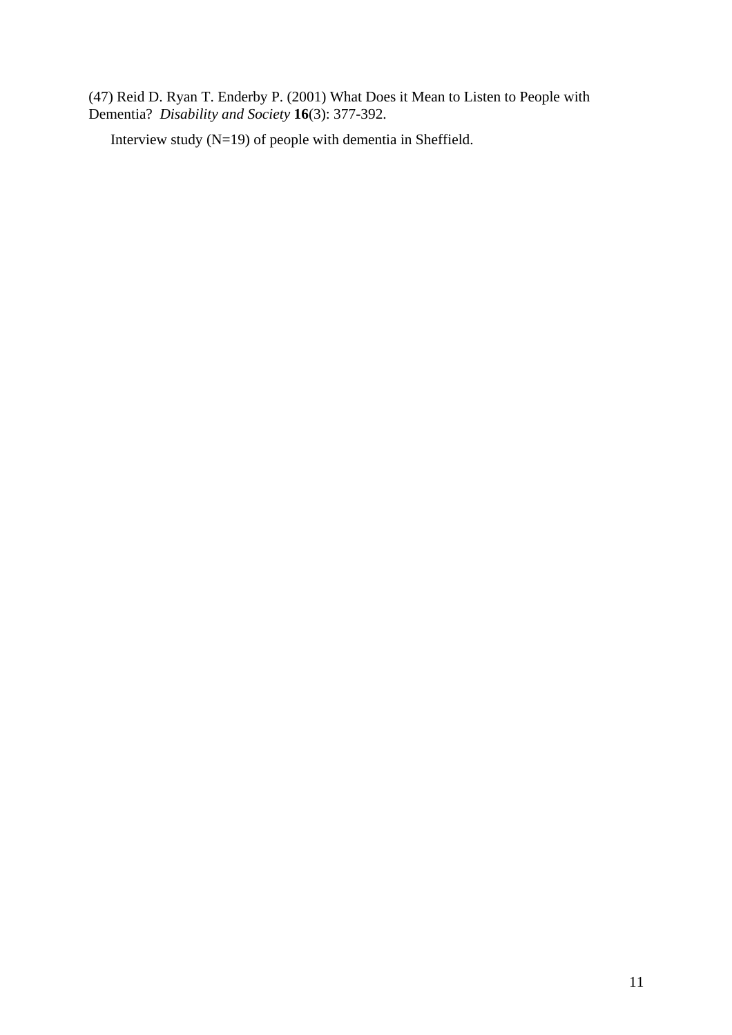(47) Reid D. Ryan T. Enderby P. (2001) What Does it Mean to Listen to People with Dementia? *Disability and Society* **16**(3): 377-392.

Interview study (N=19) of people with dementia in Sheffield.